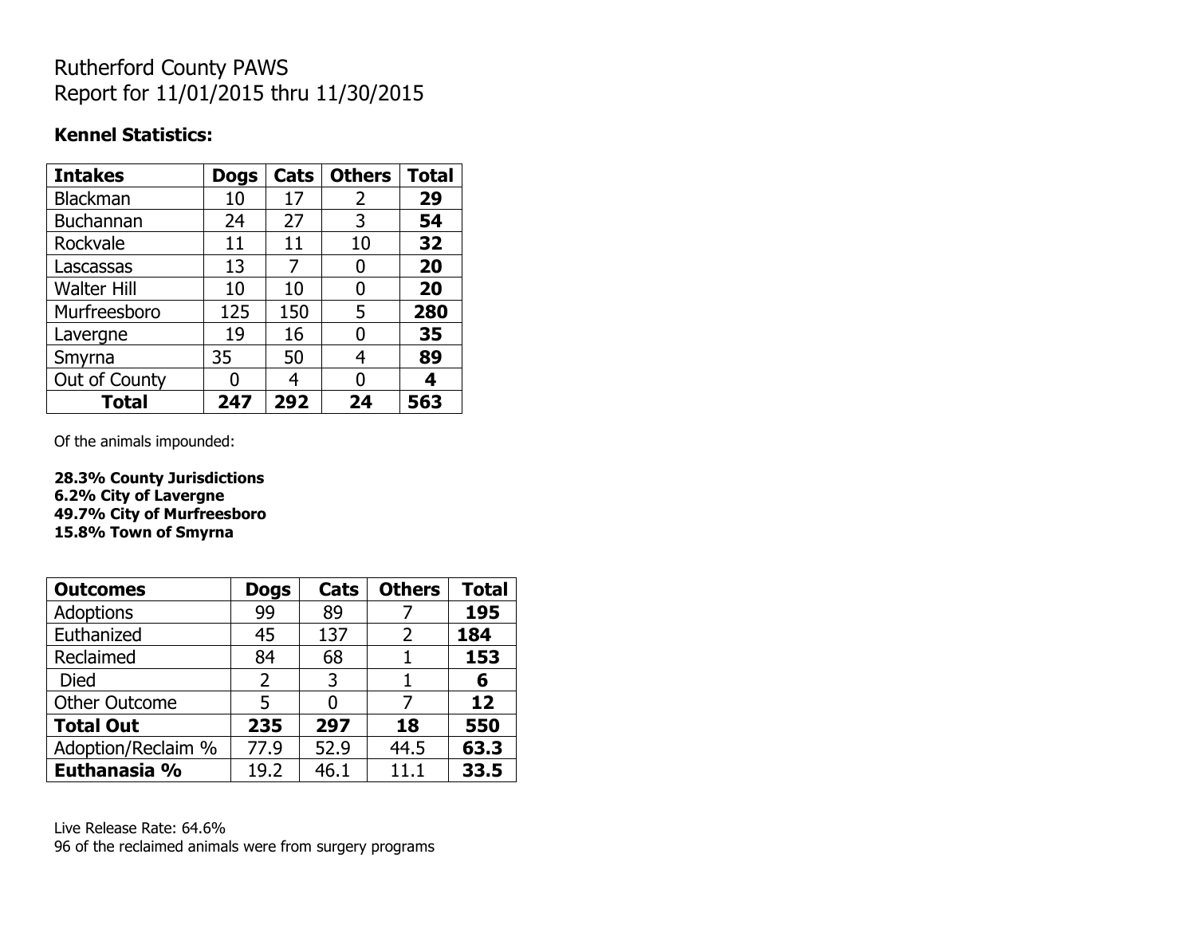Rutherford County PAWS
Report for 11/01/2015 thru 11/30/2015

**Kennel Statistics:**

| **Intakes** | **Dogs** | **Cats** | **Others** | **Total** |
|---|---|---|---|---|
| Blackman | 10 | 17 | 2 | **29** |
| Buchannan | 24 | 27 | 3 | **54** |
| Rockvale | 11 | 11 | 10 | **32** |
| Lascassas | 13 | 7 | 0 | **20** |
| Walter Hill | 10 | 10 | 0 | **20** |
| Murfreesboro | 125 | 150 | 5 | **280** |
| Lavergne | 19 | 16 | 0 | **35** |
| Smyrna | 35 | 50 | 4 | **89** |
| Out of County | 0 | 4 | 0 | **4** |
| **Total** | **247** | **292** | **24** | **563** |

Of the animals impounded:

**28.3% County Jurisdictions**
**6.2% City of Lavergne**
**49.7% City of Murfreesboro**
**15.8% Town of Smyrna**

| **Outcomes** | **Dogs** | **Cats** | **Others** | **Total** |
|---|---|---|---|---|
| Adoptions | 99 | 89 | 7 | **195** |
| Euthanized | 45 | 137 | 2 | **184** |
| Reclaimed | 84 | 68 | 1 | **153** |
| Died | 2 | 3 | 1 | **6** |
| Other Outcome | 5 | 0 | 7 | **12** |
| **Total Out** | **235** | **297** | **18** | **550** |
| Adoption/Reclaim % | 77.9 | 52.9 | 44.5 | **63.3** |
| **Euthanasia %** | 19.2 | 46.1 | 11.1 | **33.5** |

Live Release Rate: 64.6%
96 of the reclaimed animals were from surgery programs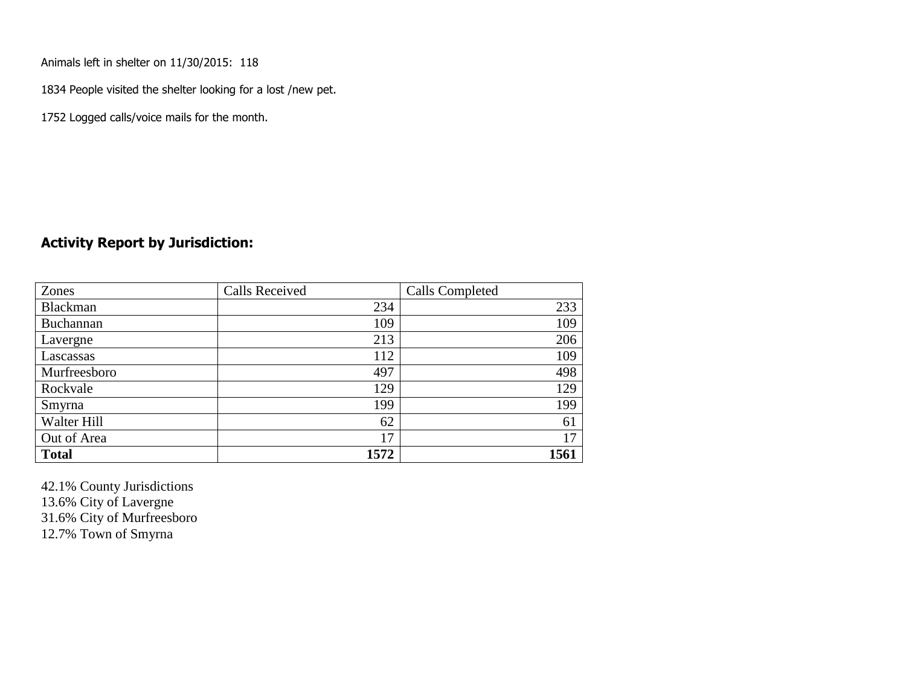Animals left in shelter on 11/30/2015: 118

1834 People visited the shelter looking for a lost /new pet.

1752 Logged calls/voice mails for the month.

## Activity Report by Jurisdiction:

| Zones | Calls Received | Calls Completed |
|---|---|---|
| Blackman | 234 | 233 |
| Buchannan | 109 | 109 |
| Lavergne | 213 | 206 |
| Lascassas | 112 | 109 |
| Murfreesboro | 497 | 498 |
| Rockvale | 129 | 129 |
| Smyrna | 199 | 199 |
| Walter Hill | 62 | 61 |
| Out of Area | 17 | 17 |
| **Total** | **1572** | **1561** |

42.1% County Jurisdictions
13.6% City of Lavergne
31.6% City of Murfreesboro
12.7% Town of Smyrna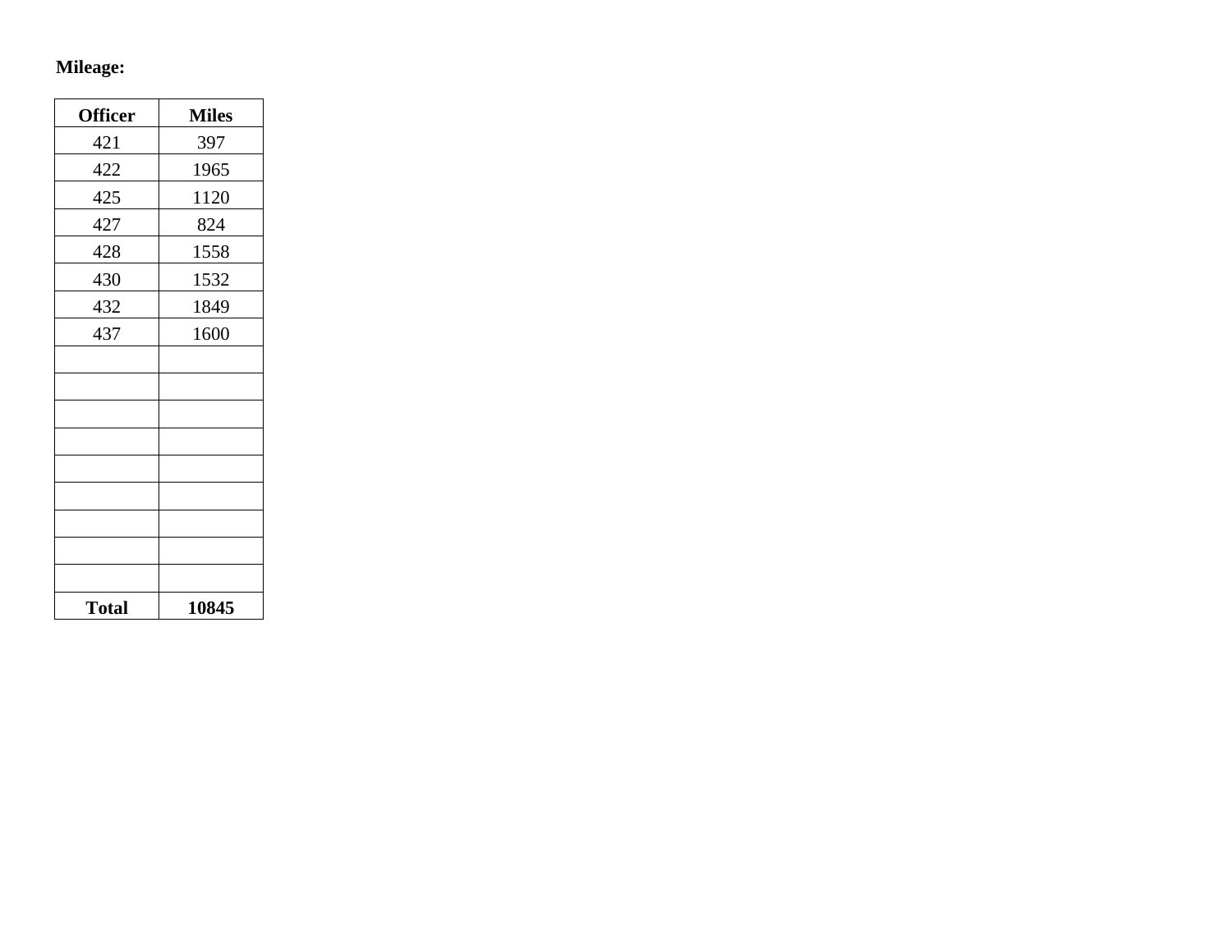**Mileage:**

| Officer | Miles |
|---|---|
| 421 | 397 |
| 422 | 1965 |
| 425 | 1120 |
| 427 | 824 |
| 428 | 1558 |
| 430 | 1532 |
| 432 | 1849 |
| 437 | 1600 |
| | |
| | |
| | |
| | |
| | |
| | |
| | |
| | |
| | |
| **Total** | **10845** |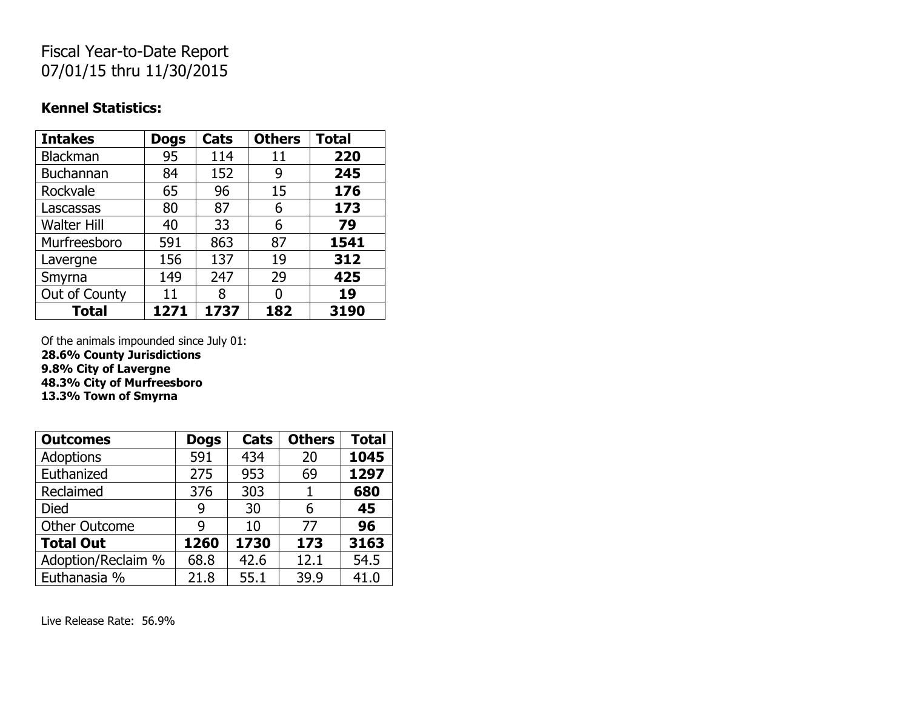# Fiscal Year-to-Date Report
# 07/01/15 thru 11/30/2015

**Kennel Statistics:**

| **Intakes** | **Dogs** | **Cats** | **Others** | **Total** |
|---|---|---|---|---|
| Blackman | 95 | 114 | 11 | **220** |
| Buchannan | 84 | 152 | 9 | **245** |
| Rockvale | 65 | 96 | 15 | **176** |
| Lascassas | 80 | 87 | 6 | **173** |
| Walter Hill | 40 | 33 | 6 | **79** |
| Murfreesboro | 591 | 863 | 87 | **1541** |
| Lavergne | 156 | 137 | 19 | **312** |
| Smyrna | 149 | 247 | 29 | **425** |
| Out of County | 11 | 8 | 0 | **19** |
| **Total** | **1271** | **1737** | **182** | **3190** |

Of the animals impounded since July 01:
**28.6% County Jurisdictions**
**9.8% City of Lavergne**
**48.3% City of Murfreesboro**
**13.3% Town of Smyrna**

| **Outcomes** | **Dogs** | **Cats** | **Others** | **Total** |
|---|---|---|---|---|
| Adoptions | 591 | 434 | 20 | **1045** |
| Euthanized | 275 | 953 | 69 | **1297** |
| Reclaimed | 376 | 303 | 1 | **680** |
| Died | 9 | 30 | 6 | **45** |
| Other Outcome | 9 | 10 | 77 | **96** |
| **Total Out** | **1260** | **1730** | **173** | **3163** |
| Adoption/Reclaim % | 68.8 | 42.6 | 12.1 | 54.5 |
| Euthanasia % | 21.8 | 55.1 | 39.9 | 41.0 |

Live Release Rate: 56.9%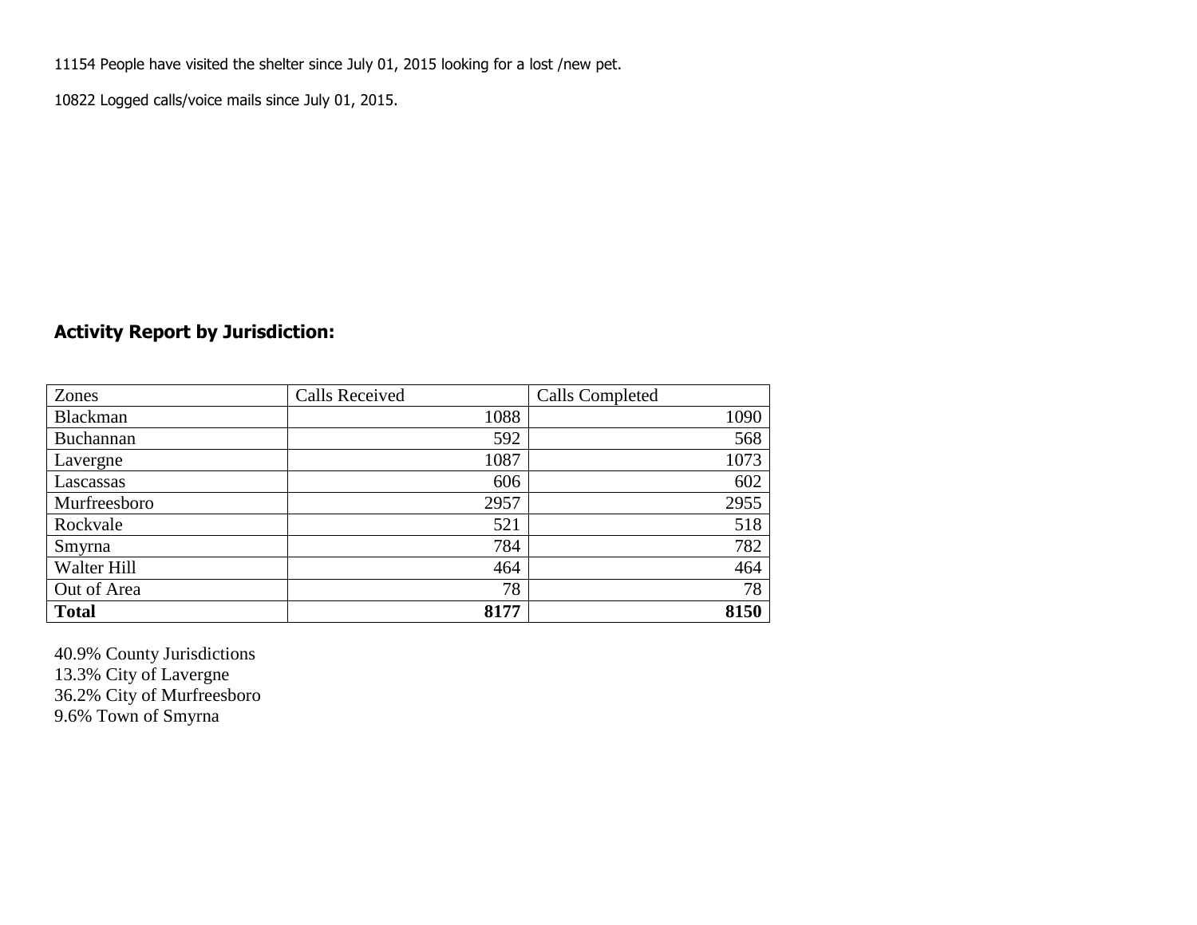11154 People have visited the shelter since July 01, 2015 looking for a lost /new pet.

10822 Logged calls/voice mails since July 01, 2015.

## Activity Report by Jurisdiction:

| Zones | Calls Received | Calls Completed |
|---|---|---|
| Blackman | 1088 | 1090 |
| Buchannan | 592 | 568 |
| Lavergne | 1087 | 1073 |
| Lascassas | 606 | 602 |
| Murfreesboro | 2957 | 2955 |
| Rockvale | 521 | 518 |
| Smyrna | 784 | 782 |
| Walter Hill | 464 | 464 |
| Out of Area | 78 | 78 |
| **Total** | **8177** | **8150** |

40.9% County Jurisdictions
13.3% City of Lavergne
36.2% City of Murfreesboro
9.6% Town of Smyrna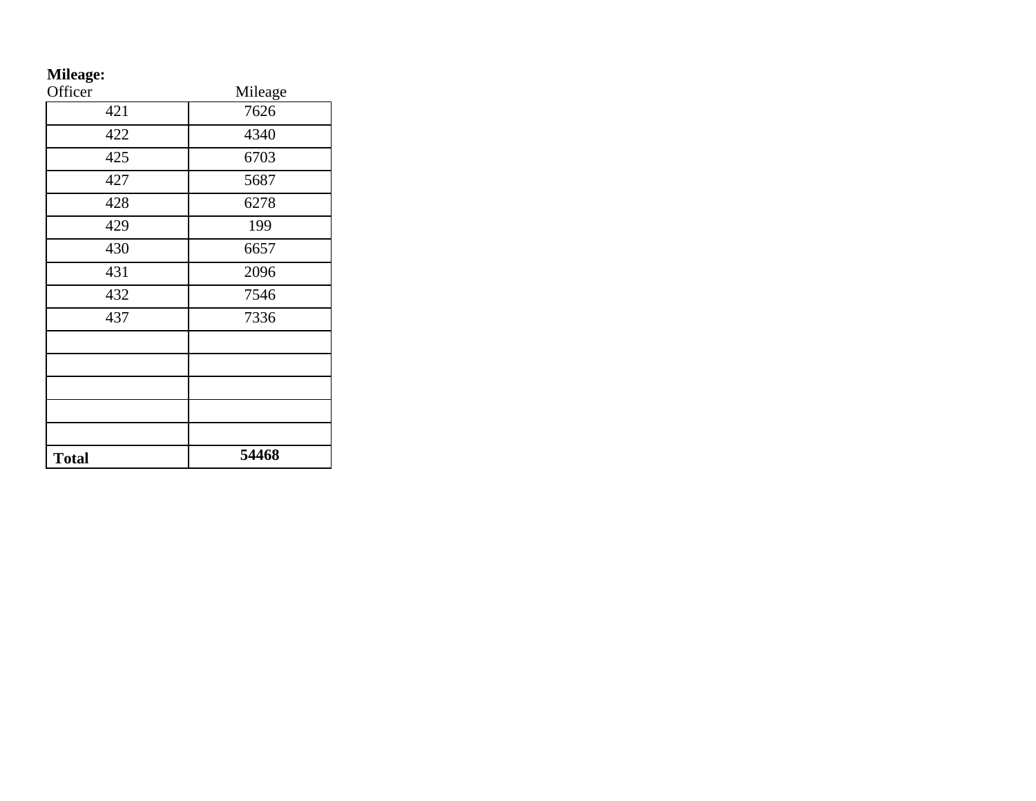**Mileage:**

| Officer | Mileage |
|---|---|
| 421 | 7626 |
| 422 | 4340 |
| 425 | 6703 |
| 427 | 5687 |
| 428 | 6278 |
| 429 | 199 |
| 430 | 6657 |
| 431 | 2096 |
| 432 | 7546 |
| 437 | 7336 |
| | |
| | |
| | |
| | |
| | |
| **Total** | **54468** |